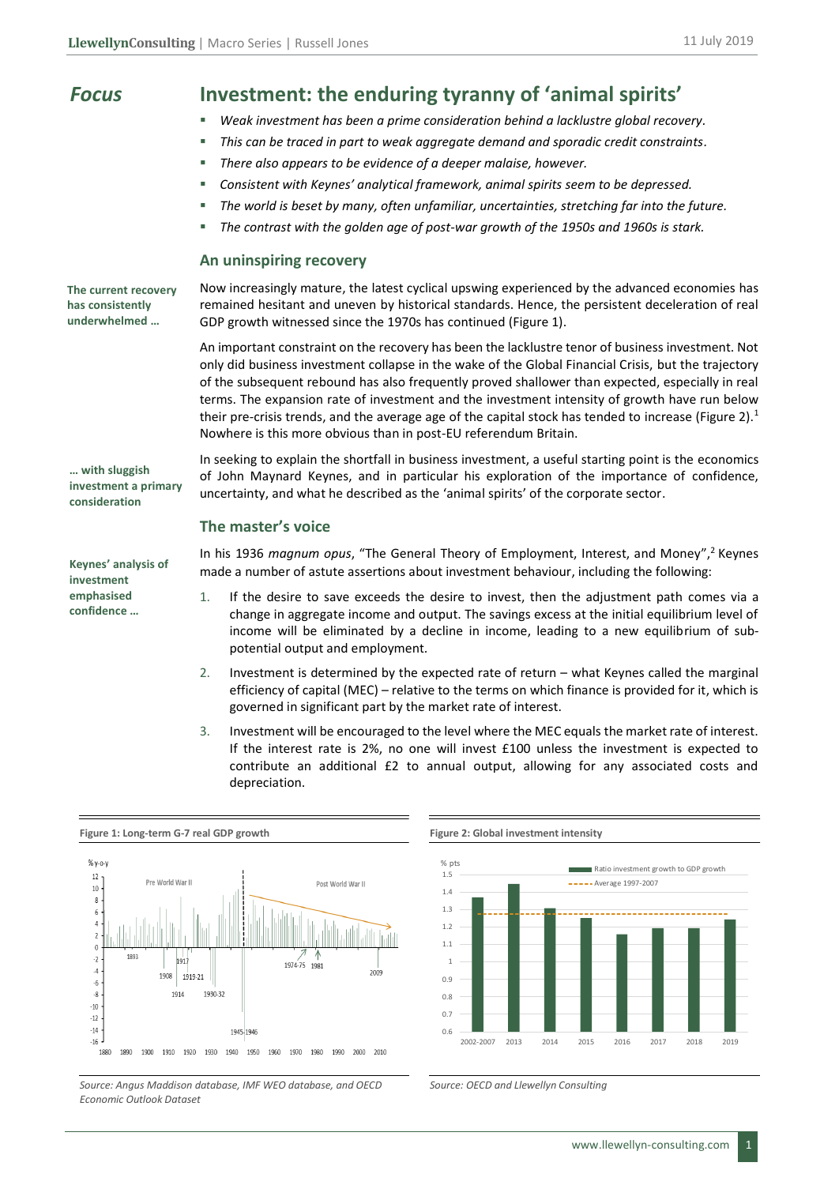# Focus

# Investment: the enduring tyranny of 'animal spirits'

- *Weak investment has been a prime consideration behind a lacklustre global recovery.*
- *This can be traced in part to weak aggregate demand and sporadic credit constraints.*
- *There also appears to be evidence of a deeper malaise, however.*
- *Consistent with Keynes' analytical framework, animal spirits seem to be depressed.*
- *The world is beset by many, often unfamiliar, uncertainties, stretching far into the future.*
- *The contrast with the golden age of post-war growth of the 1950s and 1960s is stark.*

## An uninspiring recovery

**The current recovery has consistently underwhelmed …**

Now increasingly mature, the latest cyclical upswing experienced by the advanced economies has remained hesitant and uneven by historical standards. Hence, the persistent deceleration of real GDP growth witnessed since the 1970s has continued (Figure 1).

An important constraint on the recovery has been the lacklustre tenor of business investment. Not only did business investment collapse in the wake of the Global Financial Crisis, but the trajectory of the subsequent rebound has also frequently proved shallower than expected, especially in real terms. The expansion rate of investment and the investment intensity of growth have run below their pre-crisis trends, and the average age of the capital stock has tended to increase (Figure 2).[1] Nowhere is this more obvious than in post-EU referendum Britain.

**… with sluggish investment a primary consideration**

In seeking to explain the shortfall in business investment, a useful starting point is the economics of John Maynard Keynes, and in particular his exploration of the importance of confidence, uncertainty, and what he described as the 'animal spirits' of the corporate sector.

## The master's voice

**Keynes' analysis of investment emphasised confidence …**

In his 1936 *magnum opus*, "The General Theory of Employment, Interest, and Money",[2] Keynes made a number of astute assertions about investment behaviour, including the following:

1. If the desire to save exceeds the desire to invest, then the adjustment path comes via a change in aggregate income and output. The savings excess at the initial equilibrium level of income will be eliminated by a decline in income, leading to a new equilibrium of sub-potential output and employment.
2. Investment is determined by the expected rate of return – what Keynes called the marginal efficiency of capital (MEC) – relative to the terms on which finance is provided for it, which is governed in significant part by the market rate of interest.
3. Investment will be encouraged to the level where the MEC equals the market rate of interest. If the interest rate is 2%, no one will invest £100 unless the investment is expected to contribute an additional £2 to annual output, allowing for any associated costs and depreciation.

**Figure 1: Long-term G-7 real GDP growth**

*Source: Angus Maddison database, IMF WEO database, and OECD Economic Outlook Dataset*

**Figure 2: Global investment intensity**

*Source: OECD and Llewellyn Consulting*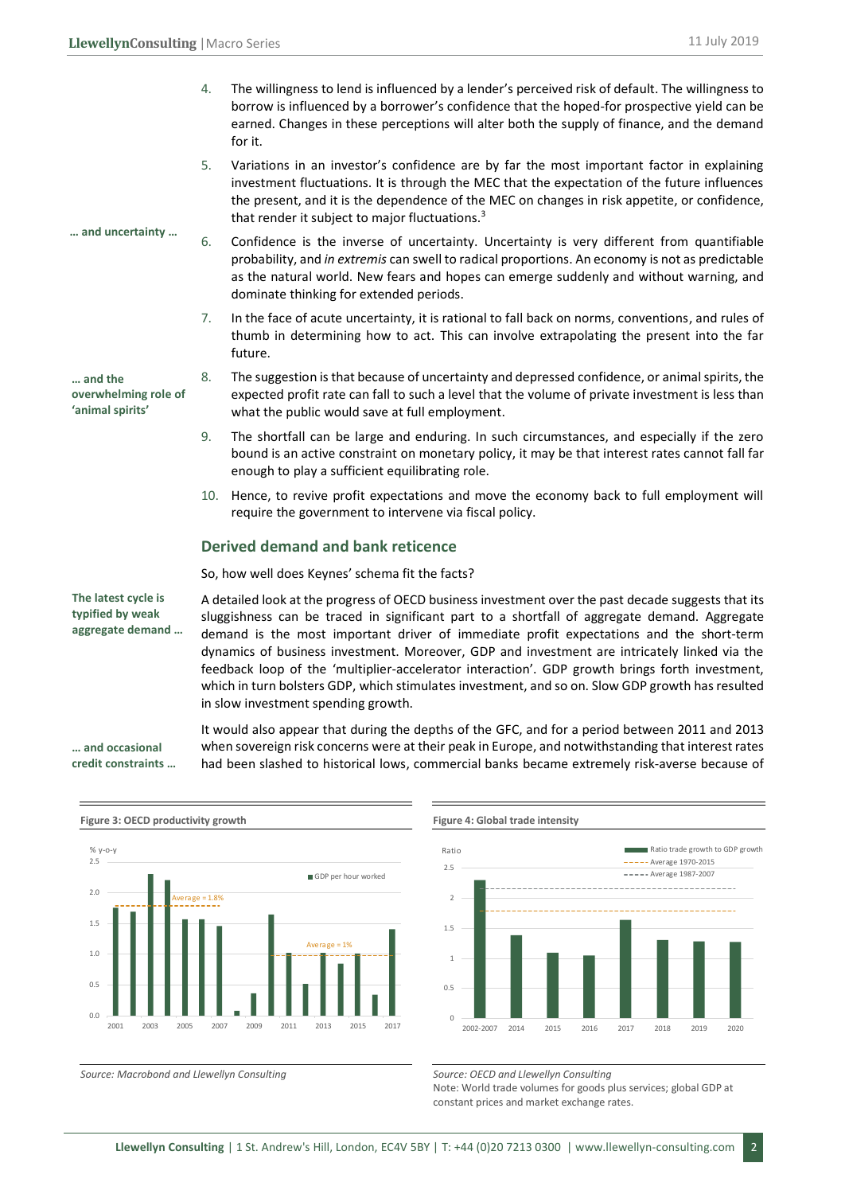4. The willingness to lend is influenced by a lender's perceived risk of default. The willingness to borrow is influenced by a borrower's confidence that the hoped-for prospective yield can be earned. Changes in these perceptions will alter both the supply of finance, and the demand for it.

5. Variations in an investor's confidence are by far the most important factor in explaining investment fluctuations. It is through the MEC that the expectation of the future influences the present, and it is the dependence of the MEC on changes in risk appetite, or confidence, that render it subject to major fluctuations.[3]

**… and uncertainty …**

6. Confidence is the inverse of uncertainty. Uncertainty is very different from quantifiable probability, and *in extremis* can swell to radical proportions. An economy is not as predictable as the natural world. New fears and hopes can emerge suddenly and without warning, and dominate thinking for extended periods.

7. In the face of acute uncertainty, it is rational to fall back on norms, conventions, and rules of thumb in determining how to act. This can involve extrapolating the present into the far future.

**… and the overwhelming role of 'animal spirits'**

8. The suggestion is that because of uncertainty and depressed confidence, or animal spirits, the expected profit rate can fall to such a level that the volume of private investment is less than what the public would save at full employment.

9. The shortfall can be large and enduring. In such circumstances, and especially if the zero bound is an active constraint on monetary policy, it may be that interest rates cannot fall far enough to play a sufficient equilibrating role.

10. Hence, to revive profit expectations and move the economy back to full employment will require the government to intervene via fiscal policy.

## Derived demand and bank reticence

So, how well does Keynes' schema fit the facts?

**The latest cycle is typified by weak aggregate demand …**

A detailed look at the progress of OECD business investment over the past decade suggests that its sluggishness can be traced in significant part to a shortfall of aggregate demand. Aggregate demand is the most important driver of immediate profit expectations and the short-term dynamics of business investment. Moreover, GDP and investment are intricately linked via the feedback loop of the 'multiplier-accelerator interaction'. GDP growth brings forth investment, which in turn bolsters GDP, which stimulates investment, and so on. Slow GDP growth has resulted in slow investment spending growth.

**… and occasional credit constraints …**

It would also appear that during the depths of the GFC, and for a period between 2011 and 2013 when sovereign risk concerns were at their peak in Europe, and notwithstanding that interest rates had been slashed to historical lows, commercial banks became extremely risk-averse because of

**Figure 3: OECD productivity growth**

Source: Macrobond and Llewellyn Consulting

**Figure 4: Global trade intensity**

Source: OECD and Llewellyn Consulting
Note: World trade volumes for goods plus services; global GDP at constant prices and market exchange rates.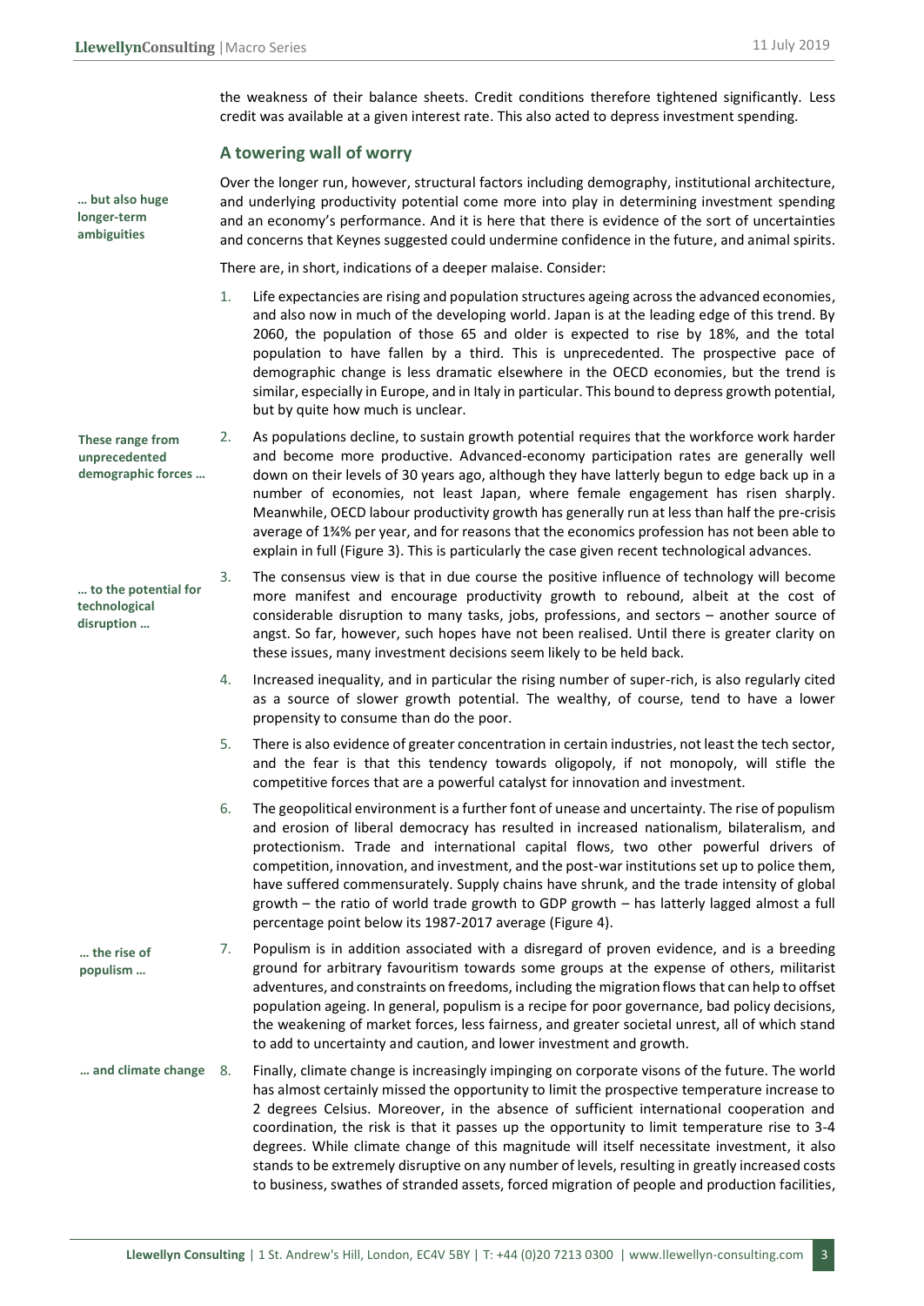the weakness of their balance sheets. Credit conditions therefore tightened significantly. Less credit was available at a given interest rate. This also acted to depress investment spending.

## A towering wall of worry

**… but also huge longer-term ambiguities**

Over the longer run, however, structural factors including demography, institutional architecture, and underlying productivity potential come more into play in determining investment spending and an economy's performance. And it is here that there is evidence of the sort of uncertainties and concerns that Keynes suggested could undermine confidence in the future, and animal spirits.

There are, in short, indications of a deeper malaise. Consider:

1. Life expectancies are rising and population structures ageing across the advanced economies, and also now in much of the developing world. Japan is at the leading edge of this trend. By 2060, the population of those 65 and older is expected to rise by 18%, and the total population to have fallen by a third. This is unprecedented. The prospective pace of demographic change is less dramatic elsewhere in the OECD economies, but the trend is similar, especially in Europe, and in Italy in particular. This bound to depress growth potential, but by quite how much is unclear.

**These range from unprecedented demographic forces …**

2. As populations decline, to sustain growth potential requires that the workforce work harder and become more productive. Advanced-economy participation rates are generally well down on their levels of 30 years ago, although they have latterly begun to edge back up in a number of economies, not least Japan, where female engagement has risen sharply. Meanwhile, OECD labour productivity growth has generally run at less than half the pre-crisis average of 1¾% per year, and for reasons that the economics profession has not been able to explain in full (Figure 3). This is particularly the case given recent technological advances.

**… to the potential for technological disruption …**

3. The consensus view is that in due course the positive influence of technology will become more manifest and encourage productivity growth to rebound, albeit at the cost of considerable disruption to many tasks, jobs, professions, and sectors – another source of angst. So far, however, such hopes have not been realised. Until there is greater clarity on these issues, many investment decisions seem likely to be held back.

4. Increased inequality, and in particular the rising number of super-rich, is also regularly cited as a source of slower growth potential. The wealthy, of course, tend to have a lower propensity to consume than do the poor.

5. There is also evidence of greater concentration in certain industries, not least the tech sector, and the fear is that this tendency towards oligopoly, if not monopoly, will stifle the competitive forces that are a powerful catalyst for innovation and investment.

6. The geopolitical environment is a further font of unease and uncertainty. The rise of populism and erosion of liberal democracy has resulted in increased nationalism, bilateralism, and protectionism. Trade and international capital flows, two other powerful drivers of competition, innovation, and investment, and the post-war institutions set up to police them, have suffered commensurately. Supply chains have shrunk, and the trade intensity of global growth – the ratio of world trade growth to GDP growth – has latterly lagged almost a full percentage point below its 1987-2017 average (Figure 4).

**… the rise of populism …**

7. Populism is in addition associated with a disregard of proven evidence, and is a breeding ground for arbitrary favouritism towards some groups at the expense of others, militarist adventures, and constraints on freedoms, including the migration flows that can help to offset population ageing. In general, populism is a recipe for poor governance, bad policy decisions, the weakening of market forces, less fairness, and greater societal unrest, all of which stand to add to uncertainty and caution, and lower investment and growth.

**… and climate change**

8. Finally, climate change is increasingly impinging on corporate visons of the future. The world has almost certainly missed the opportunity to limit the prospective temperature increase to 2 degrees Celsius. Moreover, in the absence of sufficient international cooperation and coordination, the risk is that it passes up the opportunity to limit temperature rise to 3-4 degrees. While climate change of this magnitude will itself necessitate investment, it also stands to be extremely disruptive on any number of levels, resulting in greatly increased costs to business, swathes of stranded assets, forced migration of people and production facilities,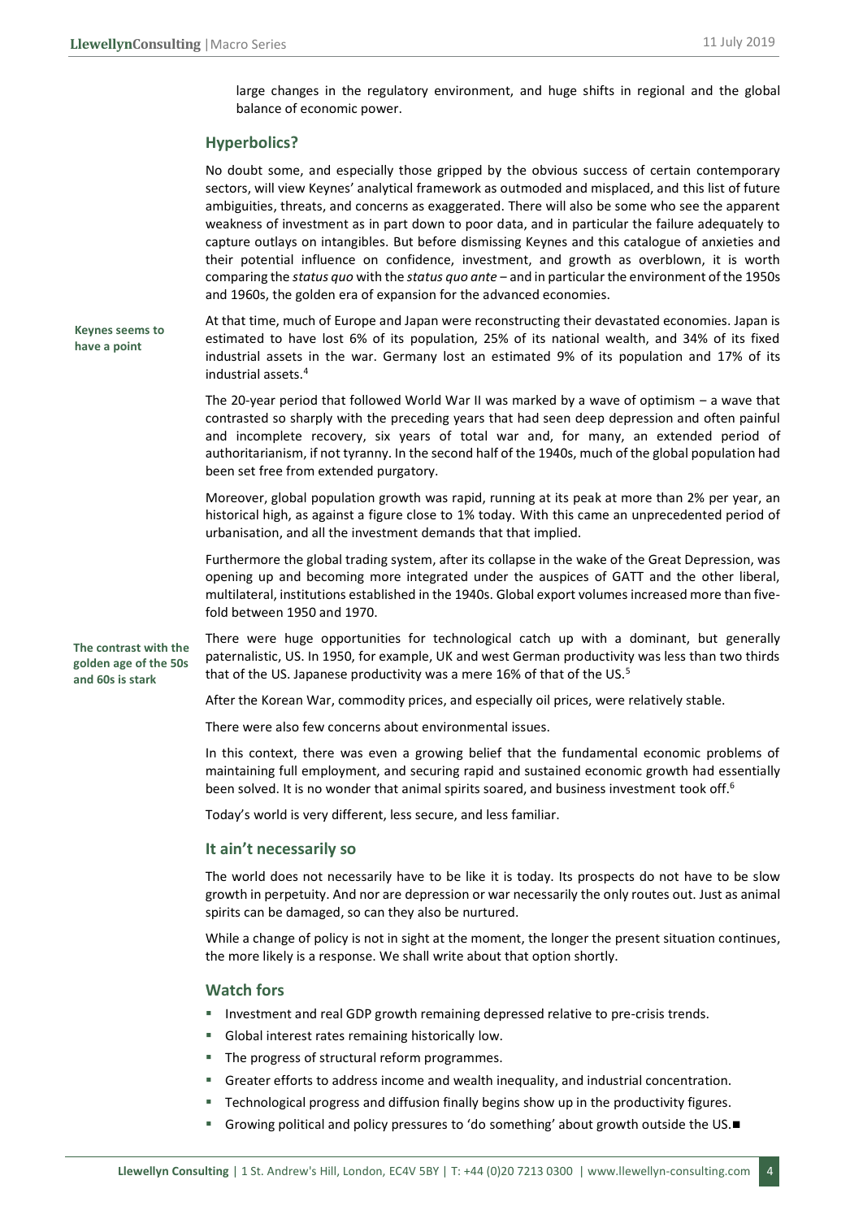large changes in the regulatory environment, and huge shifts in regional and the global balance of economic power.

## Hyperbolics?

No doubt some, and especially those gripped by the obvious success of certain contemporary sectors, will view Keynes' analytical framework as outmoded and misplaced, and this list of future ambiguities, threats, and concerns as exaggerated. There will also be some who see the apparent weakness of investment as in part down to poor data, and in particular the failure adequately to capture outlays on intangibles. But before dismissing Keynes and this catalogue of anxieties and their potential influence on confidence, investment, and growth as overblown, it is worth comparing the *status quo* with the *status quo ante* – and in particular the environment of the 1950s and 1960s, the golden era of expansion for the advanced economies.

**Keynes seems to have a point**

At that time, much of Europe and Japan were reconstructing their devastated economies. Japan is estimated to have lost 6% of its population, 25% of its national wealth, and 34% of its fixed industrial assets in the war. Germany lost an estimated 9% of its population and 17% of its industrial assets.[4]

The 20-year period that followed World War II was marked by a wave of optimism – a wave that contrasted so sharply with the preceding years that had seen deep depression and often painful and incomplete recovery, six years of total war and, for many, an extended period of authoritarianism, if not tyranny. In the second half of the 1940s, much of the global population had been set free from extended purgatory.

Moreover, global population growth was rapid, running at its peak at more than 2% per year, an historical high, as against a figure close to 1% today. With this came an unprecedented period of urbanisation, and all the investment demands that that implied.

Furthermore the global trading system, after its collapse in the wake of the Great Depression, was opening up and becoming more integrated under the auspices of GATT and the other liberal, multilateral, institutions established in the 1940s. Global export volumes increased more than five-fold between 1950 and 1970.

**The contrast with the golden age of the 50s and 60s is stark**

There were huge opportunities for technological catch up with a dominant, but generally paternalistic, US. In 1950, for example, UK and west German productivity was less than two thirds that of the US. Japanese productivity was a mere 16% of that of the US.[5]

After the Korean War, commodity prices, and especially oil prices, were relatively stable.

There were also few concerns about environmental issues.

In this context, there was even a growing belief that the fundamental economic problems of maintaining full employment, and securing rapid and sustained economic growth had essentially been solved. It is no wonder that animal spirits soared, and business investment took off.[6]

Today's world is very different, less secure, and less familiar.

## It ain't necessarily so

The world does not necessarily have to be like it is today. Its prospects do not have to be slow growth in perpetuity. And nor are depression or war necessarily the only routes out. Just as animal spirits can be damaged, so can they also be nurtured.

While a change of policy is not in sight at the moment, the longer the present situation continues, the more likely is a response. We shall write about that option shortly.

## Watch fors

- Investment and real GDP growth remaining depressed relative to pre-crisis trends.
- Global interest rates remaining historically low.
- The progress of structural reform programmes.
- Greater efforts to address income and wealth inequality, and industrial concentration.
- Technological progress and diffusion finally begins show up in the productivity figures.
- Growing political and policy pressures to 'do something' about growth outside the US.■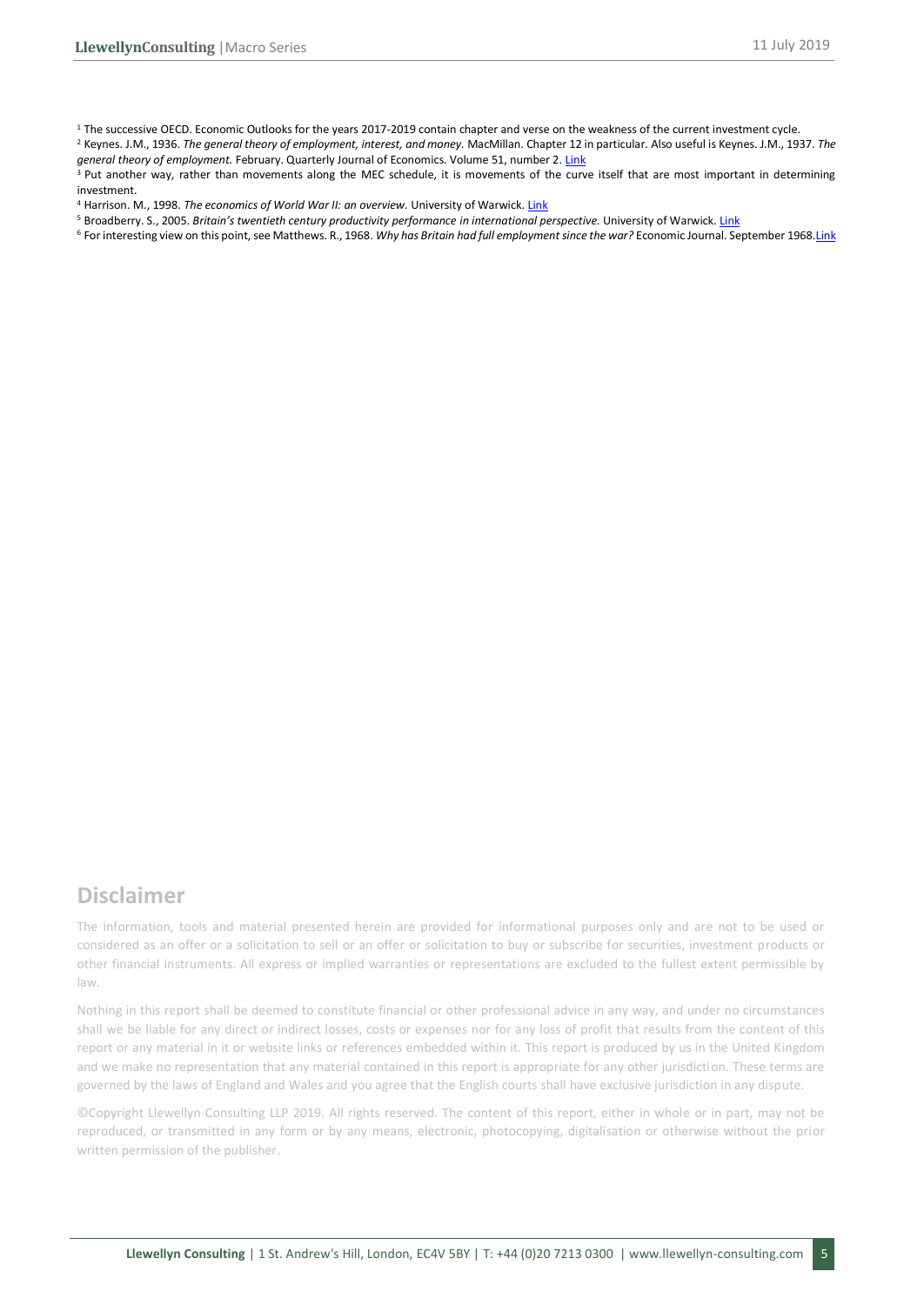[1] The successive OECD. Economic Outlooks for the years 2017-2019 contain chapter and verse on the weakness of the current investment cycle.

[2] Keynes. J.M., 1936. *The general theory of employment, interest, and money.* MacMillan. Chapter 12 in particular. Also useful is Keynes. J.M., 1937. *The general theory of employment.* February. Quarterly Journal of Economics. Volume 51, number 2. Link

[3] Put another way, rather than movements along the MEC schedule, it is movements of the curve itself that are most important in determining investment.

[4] Harrison. M., 1998. *The economics of World War II: an overview.* University of Warwick. Link

[5] Broadberry. S., 2005. *Britain's twentieth century productivity performance in international perspective.* University of Warwick. Link

[6] For interesting view on this point, see Matthews. R., 1968. *Why has Britain had full employment since the war?* Economic Journal. September 1968. Link

## Disclaimer

The information, tools and material presented herein are provided for informational purposes only and are not to be used or considered as an offer or a solicitation to sell or an offer or solicitation to buy or subscribe for securities, investment products or other financial instruments. All express or implied warranties or representations are excluded to the fullest extent permissible by law.

Nothing in this report shall be deemed to constitute financial or other professional advice in any way, and under no circumstances shall we be liable for any direct or indirect losses, costs or expenses nor for any loss of profit that results from the content of this report or any material in it or website links or references embedded within it. This report is produced by us in the United Kingdom and we make no representation that any material contained in this report is appropriate for any other jurisdiction. These terms are governed by the laws of England and Wales and you agree that the English courts shall have exclusive jurisdiction in any dispute.

©Copyright Llewellyn Consulting LLP 2019. All rights reserved. The content of this report, either in whole or in part, may not be reproduced, or transmitted in any form or by any means, electronic, photocopying, digitalisation or otherwise without the prior written permission of the publisher.